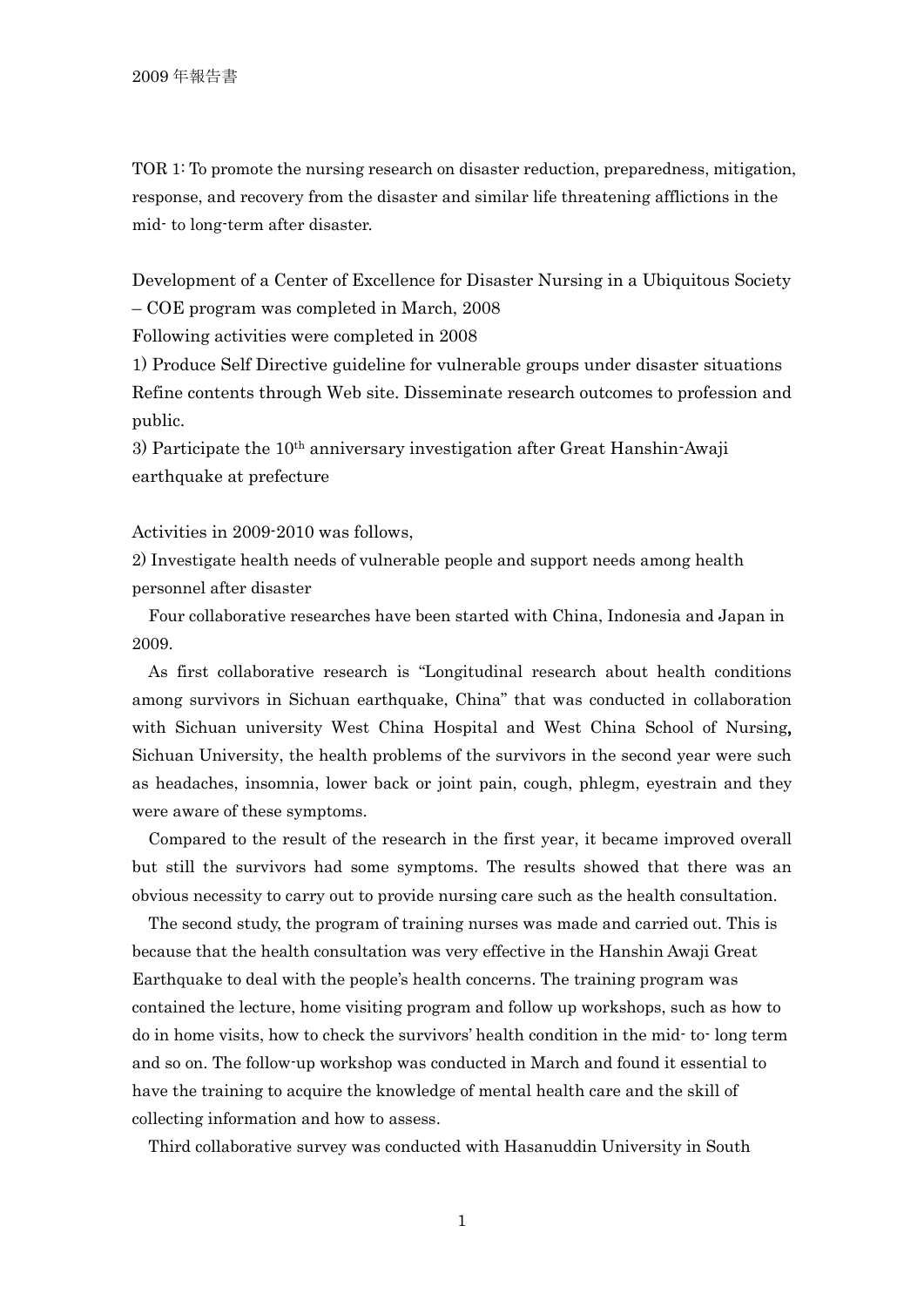TOR 1: To promote the nursing research on disaster reduction, preparedness, mitigation, response, and recovery from the disaster and similar life threatening afflictions in the mid- to long-term after disaster.

Development of a Center of Excellence for Disaster Nursing in a Ubiquitous Society – COE program was completed in March, 2008

Following activities were completed in 2008

1) Produce Self Directive guideline for vulnerable groups under disaster situations Refine contents through Web site. Disseminate research outcomes to profession and public.

3) Participate the 10th anniversary investigation after Great Hanshin-Awaji earthquake at prefecture

Activities in 2009-2010 was follows,

2) Investigate health needs of vulnerable people and support needs among health personnel after disaster

Four collaborative researches have been started with China, Indonesia and Japan in 2009.

As first collaborative research is "Longitudinal research about health conditions among survivors in Sichuan earthquake, China" that was conducted in collaboration with Sichuan university West China Hospital and West China School of Nursing**,** Sichuan University, the health problems of the survivors in the second year were such as headaches, insomnia, lower back or joint pain, cough, phlegm, eyestrain and they were aware of these symptoms.

Compared to the result of the research in the first year, it became improved overall but still the survivors had some symptoms. The results showed that there was an obvious necessity to carry out to provide nursing care such as the health consultation.

The second study, the program of training nurses was made and carried out. This is because that the health consultation was very effective in the Hanshin Awaji Great Earthquake to deal with the people's health concerns. The training program was contained the lecture, home visiting program and follow up workshops, such as how to do in home visits, how to check the survivors' health condition in the mid- to- long term and so on. The follow-up workshop was conducted in March and found it essential to have the training to acquire the knowledge of mental health care and the skill of collecting information and how to assess.

Third collaborative survey was conducted with Hasanuddin University in South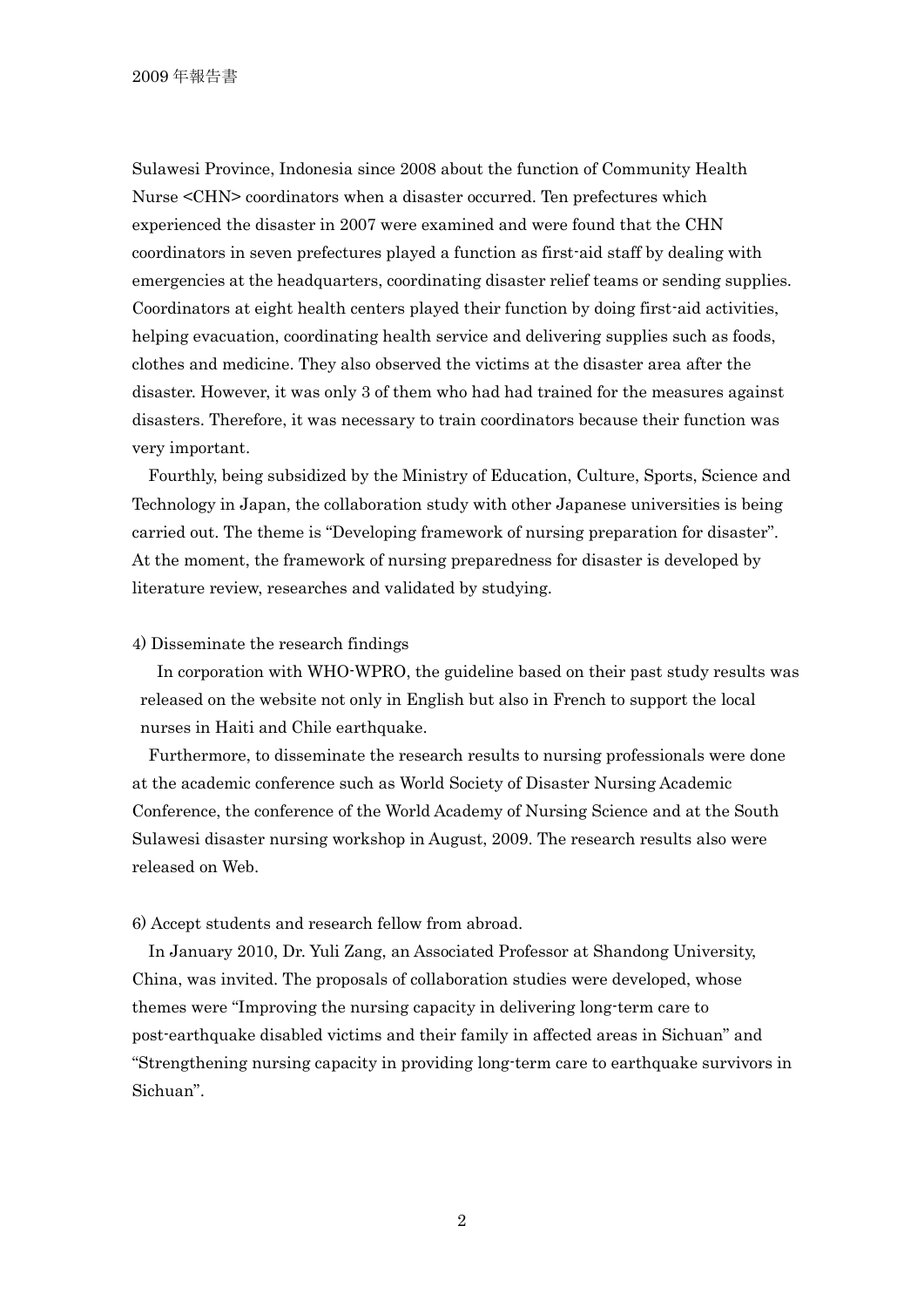Sulawesi Province, Indonesia since 2008 about the function of Community Health Nurse <CHN> coordinators when a disaster occurred. Ten prefectures which experienced the disaster in 2007 were examined and were found that the CHN coordinators in seven prefectures played a function as first-aid staff by dealing with emergencies at the headquarters, coordinating disaster relief teams or sending supplies. Coordinators at eight health centers played their function by doing first-aid activities, helping evacuation, coordinating health service and delivering supplies such as foods, clothes and medicine. They also observed the victims at the disaster area after the disaster. However, it was only 3 of them who had had trained for the measures against disasters. Therefore, it was necessary to train coordinators because their function was very important.

Fourthly, being subsidized by the Ministry of Education, Culture, Sports, Science and Technology in Japan, the collaboration study with other Japanese universities is being carried out. The theme is "Developing framework of nursing preparation for disaster". At the moment, the framework of nursing preparedness for disaster is developed by literature review, researches and validated by studying.

4) Disseminate the research findings

In corporation with WHO-WPRO, the guideline based on their past study results was released on the website not only in English but also in French to support the local nurses in Haiti and Chile earthquake.

Furthermore, to disseminate the research results to nursing professionals were done at the academic conference such as World Society of Disaster Nursing Academic Conference, the conference of the World Academy of Nursing Science and at the South Sulawesi disaster nursing workshop in August, 2009. The research results also were released on Web.

6) Accept students and research fellow from abroad.

In January 2010, Dr. Yuli Zang, an Associated Professor at Shandong University, China, was invited. The proposals of collaboration studies were developed, whose themes were "Improving the nursing capacity in delivering long-term care to post-earthquake disabled victims and their family in affected areas in Sichuan" and "Strengthening nursing capacity in providing long-term care to earthquake survivors in Sichuan".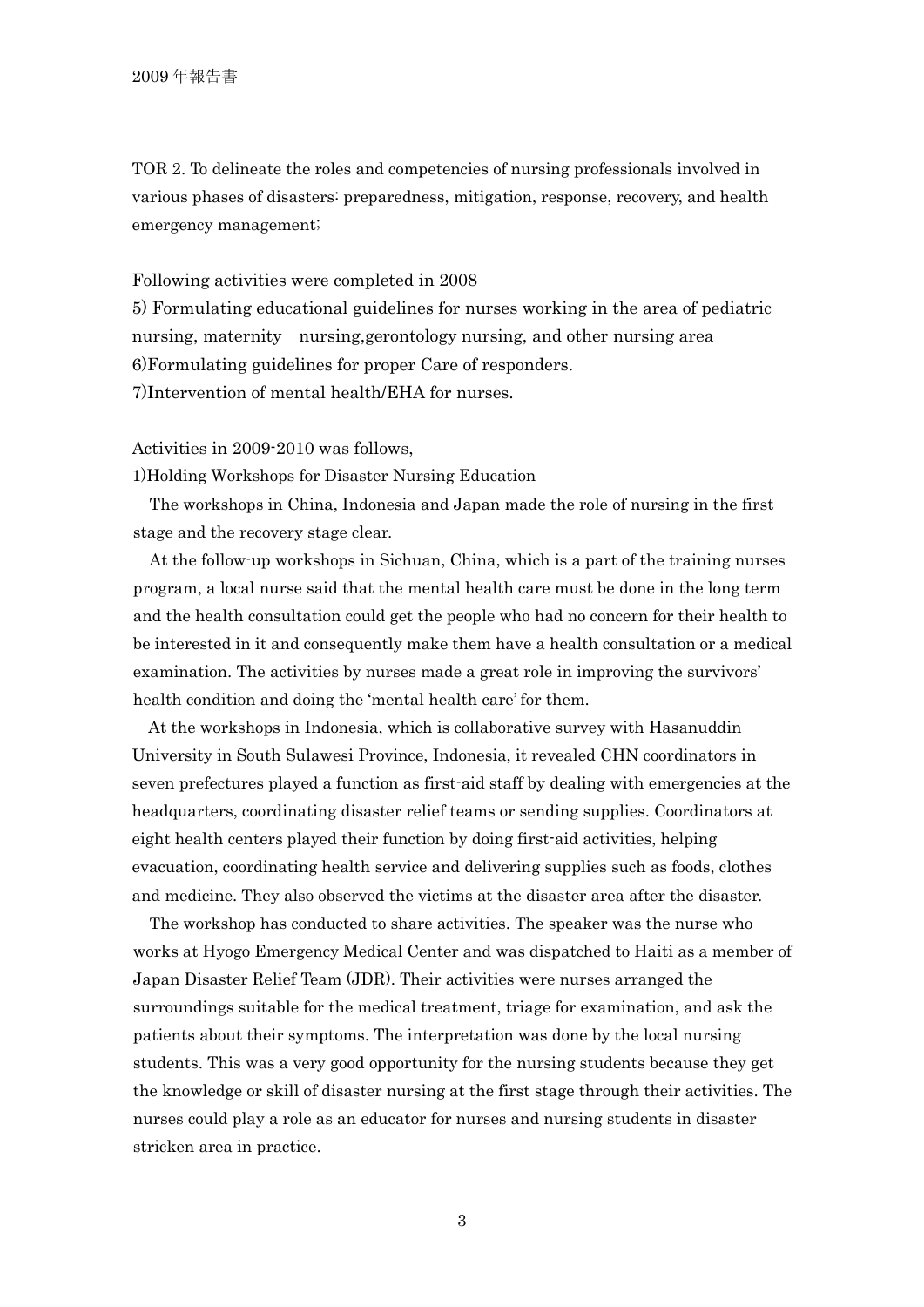TOR 2. To delineate the roles and competencies of nursing professionals involved in various phases of disasters: preparedness, mitigation, response, recovery, and health emergency management;

Following activities were completed in 2008

5) Formulating educational guidelines for nurses working in the area of pediatric nursing, maternity nursing,gerontology nursing, and other nursing area

6)Formulating guidelines for proper Care of responders.

7)Intervention of mental health/EHA for nurses.

Activities in 2009-2010 was follows,

1)Holding Workshops for Disaster Nursing Education

The workshops in China, Indonesia and Japan made the role of nursing in the first stage and the recovery stage clear.

At the follow-up workshops in Sichuan, China, which is a part of the training nurses program, a local nurse said that the mental health care must be done in the long term and the health consultation could get the people who had no concern for their health to be interested in it and consequently make them have a health consultation or a medical examination. The activities by nurses made a great role in improving the survivors' health condition and doing the 'mental health care' for them.

At the workshops in Indonesia, which is collaborative survey with Hasanuddin University in South Sulawesi Province, Indonesia, it revealed CHN coordinators in seven prefectures played a function as first-aid staff by dealing with emergencies at the headquarters, coordinating disaster relief teams or sending supplies. Coordinators at eight health centers played their function by doing first-aid activities, helping evacuation, coordinating health service and delivering supplies such as foods, clothes and medicine. They also observed the victims at the disaster area after the disaster.

The workshop has conducted to share activities. The speaker was the nurse who works at Hyogo Emergency Medical Center and was dispatched to Haiti as a member of Japan Disaster Relief Team (JDR). Their activities were nurses arranged the surroundings suitable for the medical treatment, triage for examination, and ask the patients about their symptoms. The interpretation was done by the local nursing students. This was a very good opportunity for the nursing students because they get the knowledge or skill of disaster nursing at the first stage through their activities. The nurses could play a role as an educator for nurses and nursing students in disaster stricken area in practice.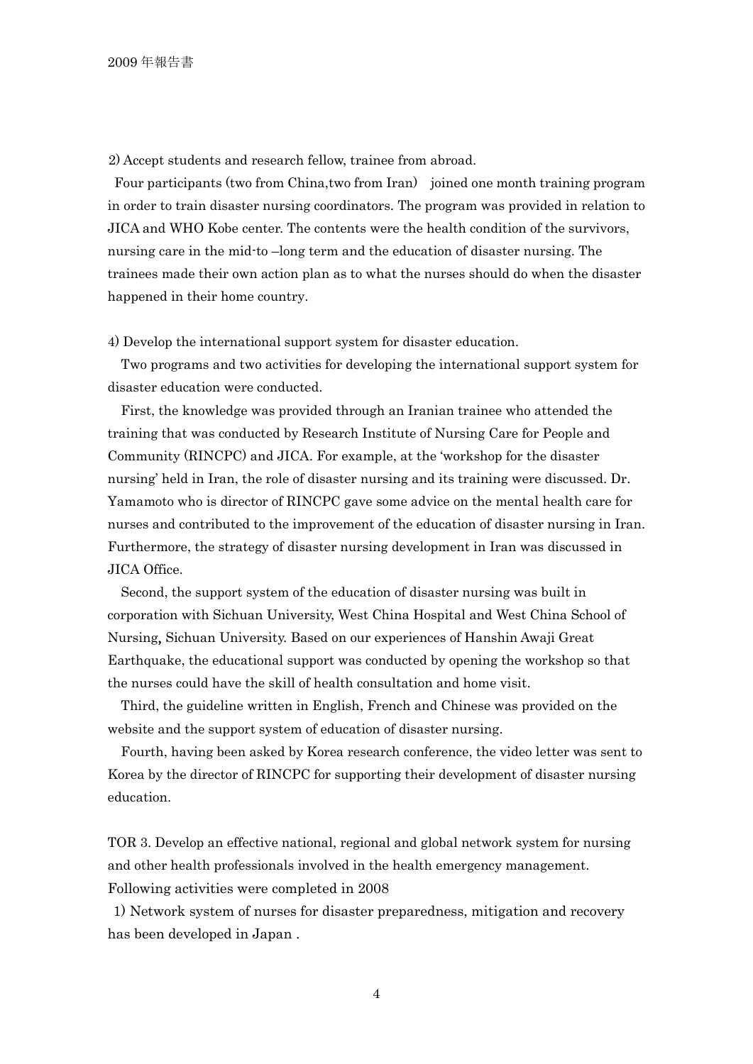2) Accept students and research fellow, trainee from abroad.

Four participants (two from China,two from Iran) joined one month training program in order to train disaster nursing coordinators. The program was provided in relation to JICA and WHO Kobe center. The contents were the health condition of the survivors, nursing care in the mid-to –long term and the education of disaster nursing. The trainees made their own action plan as to what the nurses should do when the disaster happened in their home country.

4) Develop the international support system for disaster education.

Two programs and two activities for developing the international support system for disaster education were conducted.

First, the knowledge was provided through an Iranian trainee who attended the training that was conducted by Research Institute of Nursing Care for People and Community (RINCPC) and JICA. For example, at the 'workshop for the disaster nursing' held in Iran, the role of disaster nursing and its training were discussed. Dr. Yamamoto who is director of RINCPC gave some advice on the mental health care for nurses and contributed to the improvement of the education of disaster nursing in Iran. Furthermore, the strategy of disaster nursing development in Iran was discussed in JICA Office.

Second, the support system of the education of disaster nursing was built in corporation with Sichuan University, West China Hospital and West China School of Nursing, Sichuan University. Based on our experiences of Hanshin Awaji Great Earthquake, the educational support was conducted by opening the workshop so that the nurses could have the skill of health consultation and home visit.

Third, the guideline written in English, French and Chinese was provided on the website and the support system of education of disaster nursing.

Fourth, having been asked by Korea research conference, the video letter was sent to Korea by the director of RINCPC for supporting their development of disaster nursing education.

TOR 3. Develop an effective national, regional and global network system for nursing and other health professionals involved in the health emergency management.
Following activities were completed in 2008

1) Network system of nurses for disaster preparedness, mitigation and recovery has been developed in Japan .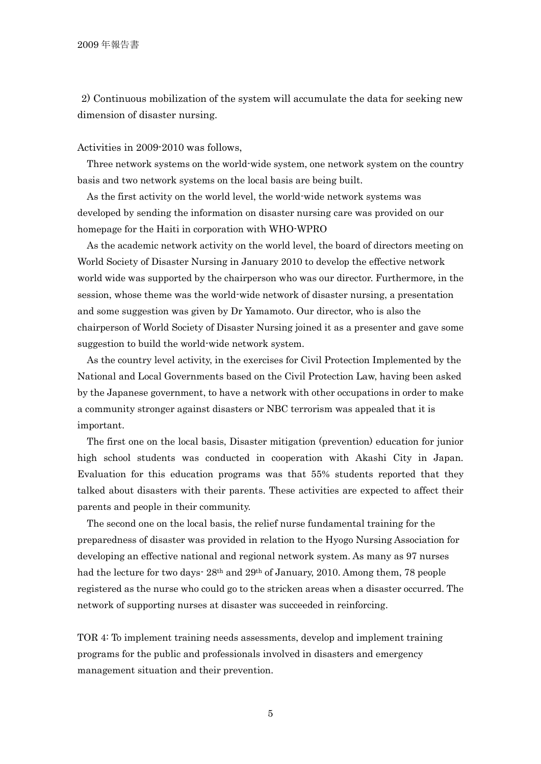2) Continuous mobilization of the system will accumulate the data for seeking new dimension of disaster nursing.

Activities in 2009-2010 was follows,

Three network systems on the world-wide system, one network system on the country basis and two network systems on the local basis are being built.

As the first activity on the world level, the world-wide network systems was developed by sending the information on disaster nursing care was provided on our homepage for the Haiti in corporation with WHO-WPRO

As the academic network activity on the world level, the board of directors meeting on World Society of Disaster Nursing in January 2010 to develop the effective network world wide was supported by the chairperson who was our director. Furthermore, in the session, whose theme was the world-wide network of disaster nursing, a presentation and some suggestion was given by Dr Yamamoto. Our director, who is also the chairperson of World Society of Disaster Nursing joined it as a presenter and gave some suggestion to build the world-wide network system.

As the country level activity, in the exercises for Civil Protection Implemented by the National and Local Governments based on the Civil Protection Law, having been asked by the Japanese government, to have a network with other occupations in order to make a community stronger against disasters or NBC terrorism was appealed that it is important.

The first one on the local basis, Disaster mitigation (prevention) education for junior high school students was conducted in cooperation with Akashi City in Japan. Evaluation for this education programs was that 55% students reported that they talked about disasters with their parents. These activities are expected to affect their parents and people in their community.

The second one on the local basis, the relief nurse fundamental training for the preparedness of disaster was provided in relation to the Hyogo Nursing Association for developing an effective national and regional network system. As many as 97 nurses had the lecture for two days- 28th and 29th of January, 2010. Among them, 78 people registered as the nurse who could go to the stricken areas when a disaster occurred. The network of supporting nurses at disaster was succeeded in reinforcing.

TOR 4: To implement training needs assessments, develop and implement training programs for the public and professionals involved in disasters and emergency management situation and their prevention.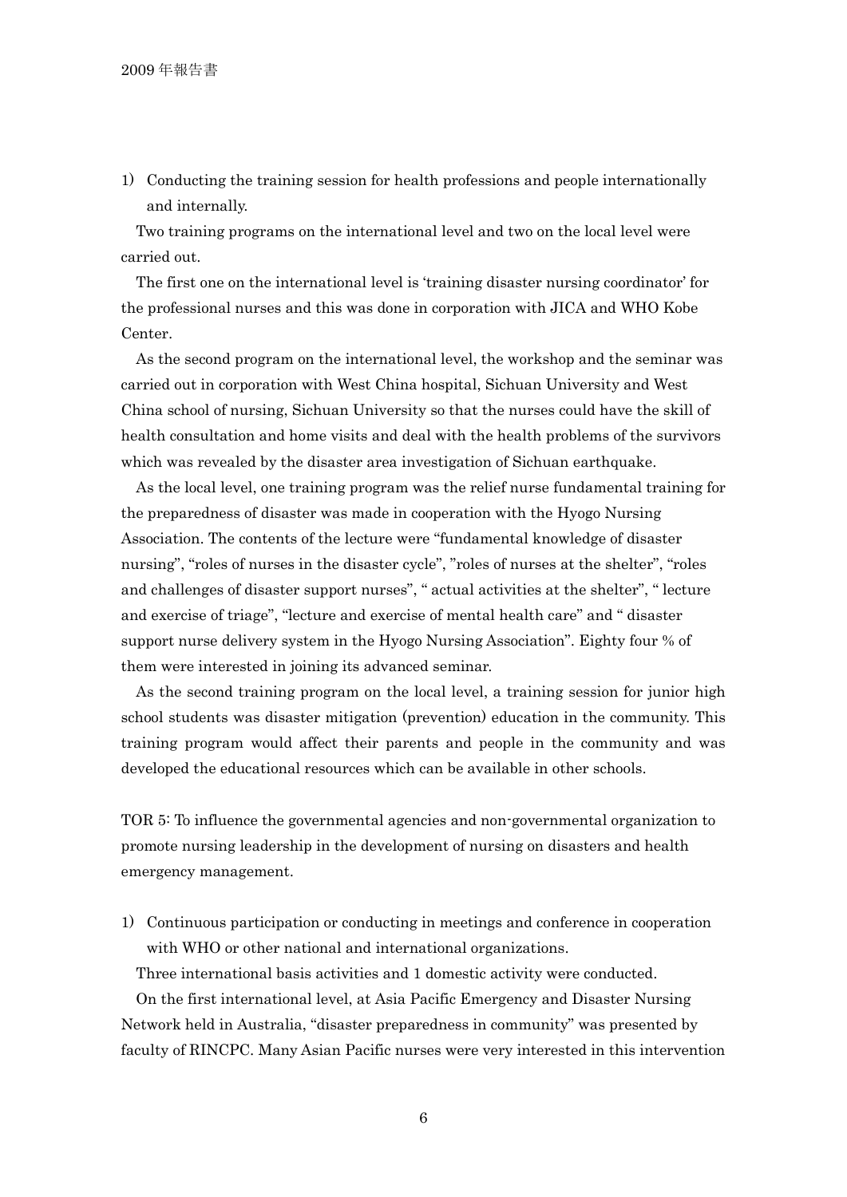1) Conducting the training session for health professions and people internationally and internally.

Two training programs on the international level and two on the local level were carried out.

The first one on the international level is 'training disaster nursing coordinator' for the professional nurses and this was done in corporation with JICA and WHO Kobe Center.

As the second program on the international level, the workshop and the seminar was carried out in corporation with West China hospital, Sichuan University and West China school of nursing, Sichuan University so that the nurses could have the skill of health consultation and home visits and deal with the health problems of the survivors which was revealed by the disaster area investigation of Sichuan earthquake.

As the local level, one training program was the relief nurse fundamental training for the preparedness of disaster was made in cooperation with the Hyogo Nursing Association. The contents of the lecture were "fundamental knowledge of disaster nursing", "roles of nurses in the disaster cycle", "roles of nurses at the shelter", "roles and challenges of disaster support nurses", " actual activities at the shelter", " lecture and exercise of triage", "lecture and exercise of mental health care" and " disaster support nurse delivery system in the Hyogo Nursing Association". Eighty four % of them were interested in joining its advanced seminar.

As the second training program on the local level, a training session for junior high school students was disaster mitigation (prevention) education in the community. This training program would affect their parents and people in the community and was developed the educational resources which can be available in other schools.

TOR 5: To influence the governmental agencies and non-governmental organization to promote nursing leadership in the development of nursing on disasters and health emergency management.

1) Continuous participation or conducting in meetings and conference in cooperation with WHO or other national and international organizations.

Three international basis activities and 1 domestic activity were conducted.

On the first international level, at Asia Pacific Emergency and Disaster Nursing Network held in Australia, "disaster preparedness in community" was presented by faculty of RINCPC. Many Asian Pacific nurses were very interested in this intervention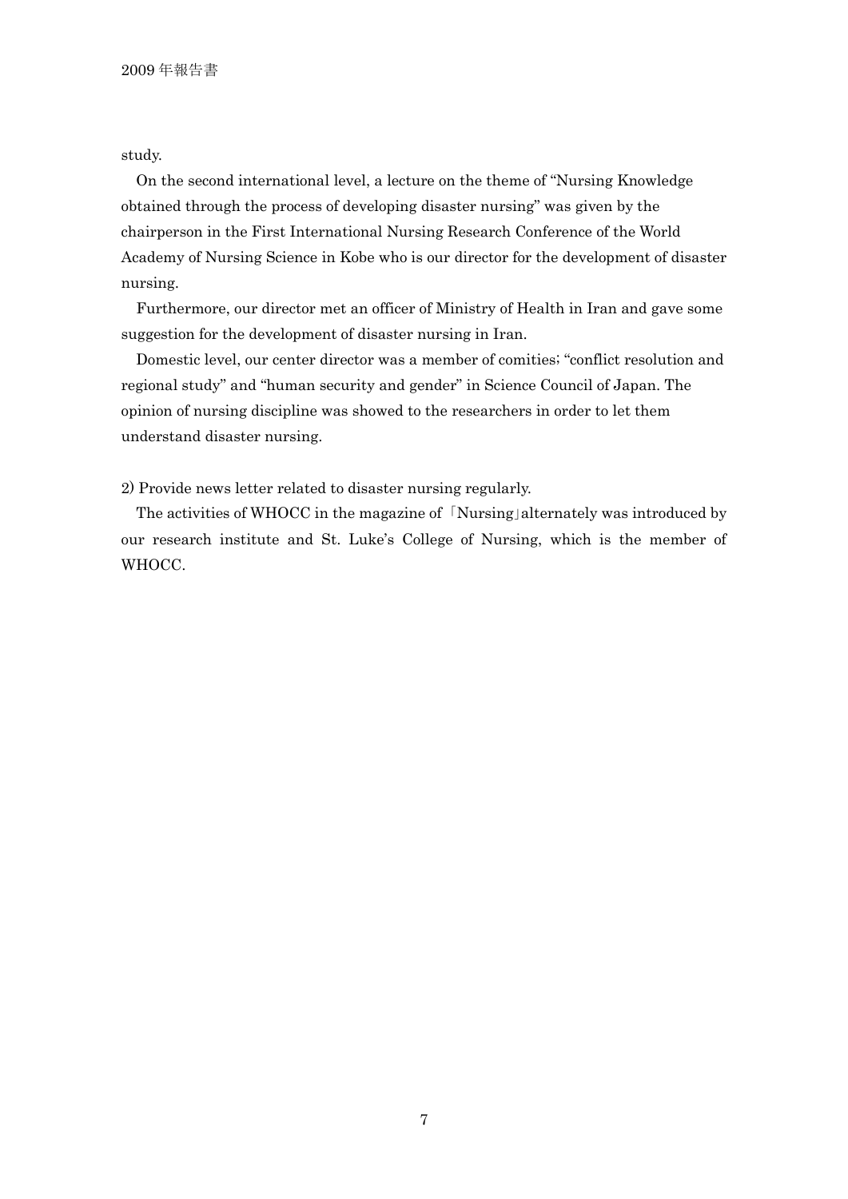study.

On the second international level, a lecture on the theme of "Nursing Knowledge obtained through the process of developing disaster nursing" was given by the chairperson in the First International Nursing Research Conference of the World Academy of Nursing Science in Kobe who is our director for the development of disaster nursing.

Furthermore, our director met an officer of Ministry of Health in Iran and gave some suggestion for the development of disaster nursing in Iran.

Domestic level, our center director was a member of comities; "conflict resolution and regional study" and "human security and gender" in Science Council of Japan. The opinion of nursing discipline was showed to the researchers in order to let them understand disaster nursing.

2) Provide news letter related to disaster nursing regularly.

The activities of WHOCC in the magazine of「Nursing」alternately was introduced by our research institute and St. Luke's College of Nursing, which is the member of WHOCC.